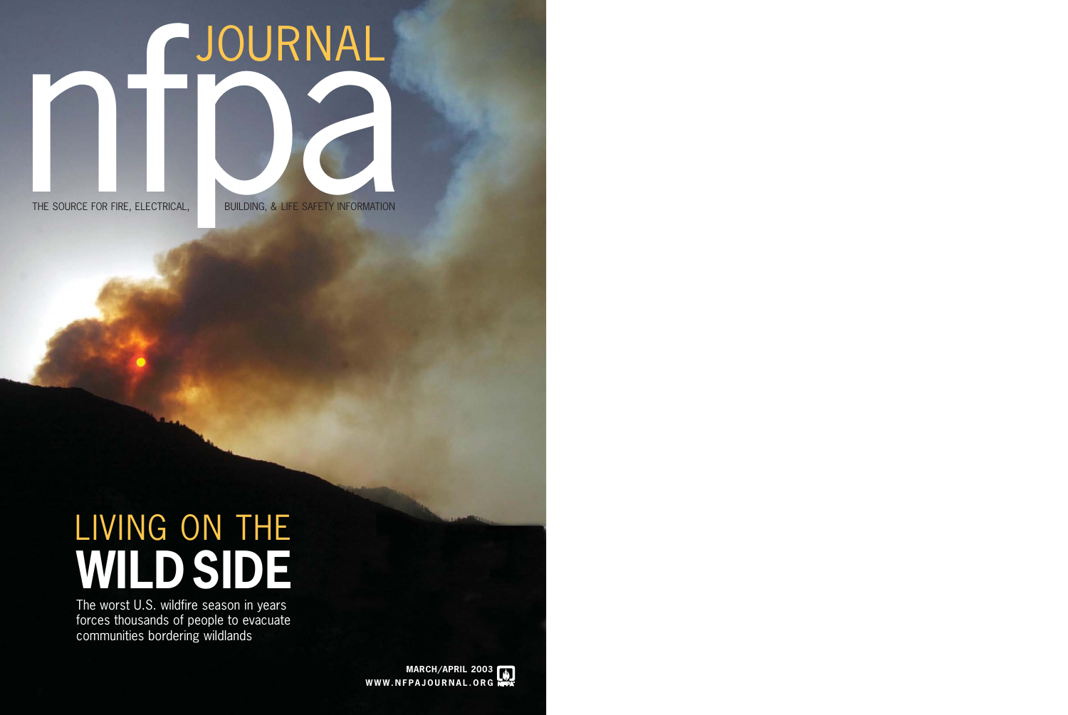# nfpa JOURNAL

THE SOURCE FOR FIRE, ELECTRICAL, BUILDING, & LIFE SAFETY INFORMATION

## LIVING ON THE WILD SIDE

The worst U.S. wildfire season in years forces thousands of people to evacuate communities bordering wildlands

MARCH/APRIL 2003
WWW.NFPAJOURNAL.ORG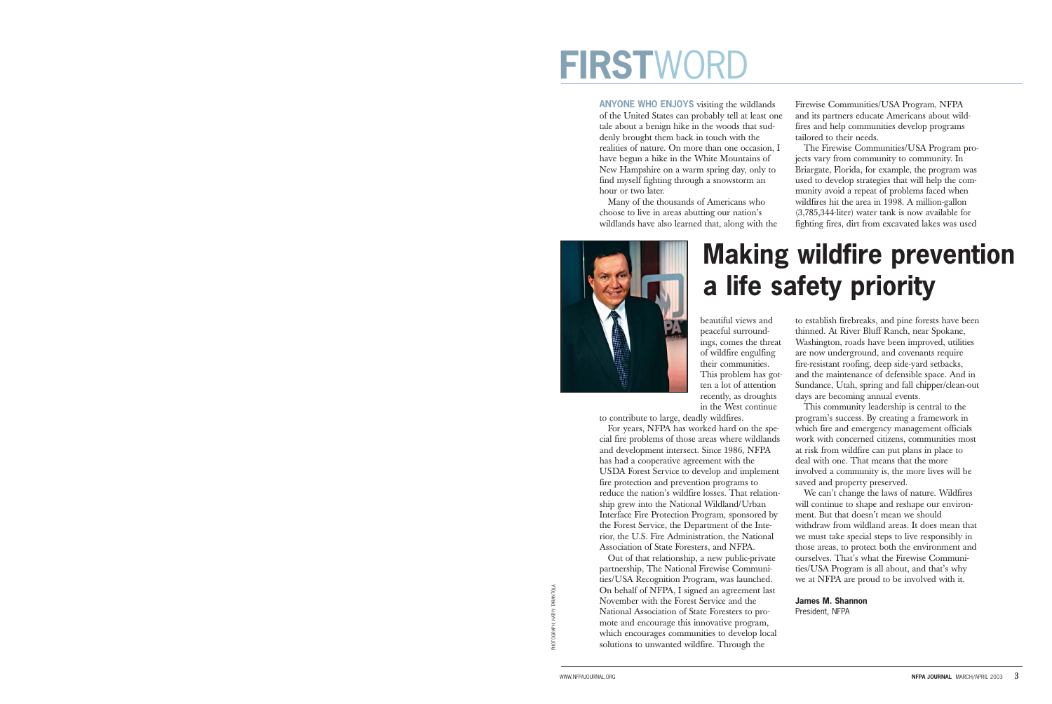# FIRSTWORD

## Making wildfire prevention a life safety priority

**ANYONE WHO ENJOYS** visiting the wildlands of the United States can probably tell at least one tale about a benign hike in the woods that suddenly brought them back in touch with the realities of nature. On more than one occasion, I have begun a hike in the White Mountains of New Hampshire on a warm spring day, only to find myself fighting through a snowstorm an hour or two later.

Many of the thousands of Americans who choose to live in areas abutting our nation's wildlands have also learned that, along with the beautiful views and peaceful surroundings, comes the threat of wildfire engulfing their communities. This problem has gotten a lot of attention recently, as droughts in the West continue to contribute to large, deadly wildfires.

For years, NFPA has worked hard on the special fire problems of those areas where wildlands and development intersect. Since 1986, NFPA has had a cooperative agreement with the USDA Forest Service to develop and implement fire protection and prevention programs to reduce the nation's wildfire losses. That relationship grew into the National Wildland/Urban Interface Fire Protection Program, sponsored by the Forest Service, the Department of the Interior, the U.S. Fire Administration, the National Association of State Foresters, and NFPA.

Out of that relationship, a new public-private partnership, The National Firewise Communities/USA Recognition Program, was launched. On behalf of NFPA, I signed an agreement last November with the Forest Service and the National Association of State Foresters to promote and encourage this innovative program, which encourages communities to develop local solutions to unwanted wildfire. Through the Firewise Communities/USA Program, NFPA and its partners educate Americans about wildfires and help communities develop programs tailored to their needs.

The Firewise Communities/USA Program projects vary from community to community. In Briargate, Florida, for example, the program was used to develop strategies that will help the community avoid a repeat of problems faced when wildfires hit the area in 1998. A million-gallon (3,785,344-liter) water tank is now available for fighting fires, dirt from excavated lakes was used to establish firebreaks, and pine forests have been thinned. At River Bluff Ranch, near Spokane, Washington, roads have been improved, utilities are now underground, and covenants require fire-resistant roofing, deep side-yard setbacks, and the maintenance of defensible space. And in Sundance, Utah, spring and fall chipper/clean-out days are becoming annual events.

This community leadership is central to the program's success. By creating a framework in which fire and emergency management officials work with concerned citizens, communities most at risk from wildfire can put plans in place to deal with one. That means that the more involved a community is, the more lives will be saved and property preserved.

We can't change the laws of nature. Wildfires will continue to shape and reshape our environment. But that doesn't mean we should withdraw from wildland areas. It does mean that we must take special steps to live responsibly in those areas, to protect both the environment and ourselves. That's what the Firewise Communities/USA Program is all about, and that's why we at NFPA are proud to be involved with it.

**James M. Shannon**
President, NFPA

PHOTOGRAPH: KATHY TARANTOLA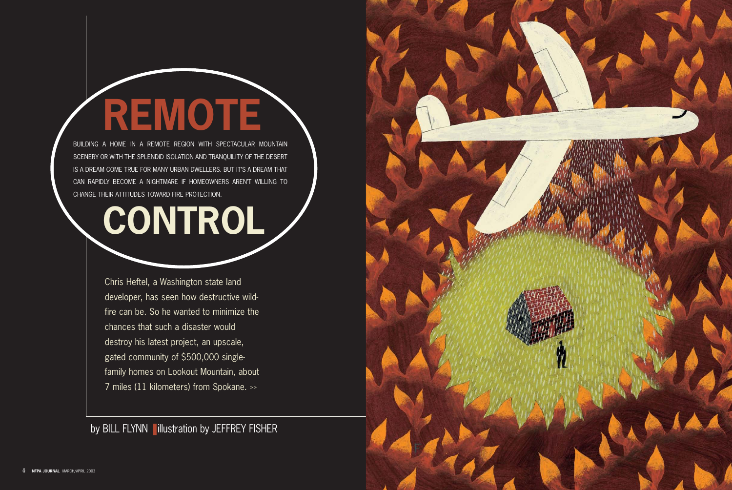# REMOTE CONTROL

BUILDING A HOME IN A REMOTE REGION WITH SPECTACULAR MOUNTAIN SCENERY OR WITH THE SPLENDID ISOLATION AND TRANQUILITY OF THE DESERT IS A DREAM COME TRUE FOR MANY URBAN DWELLERS. BUT IT'S A DREAM THAT CAN RAPIDLY BECOME A NIGHTMARE IF HOMEOWNERS AREN'T WILLING TO CHANGE THEIR ATTITUDES TOWARD FIRE PROTECTION.

by BILL FLYNN | illustration by JEFFREY FISHER

Chris Heftel, a Washington state land developer, has seen how destructive wildfire can be. So he wanted to minimize the chances that such a disaster would destroy his latest project, an upscale, gated community of $500,000 single-family homes on Lookout Mountain, about 7 miles (11 kilometers) from Spokane. >>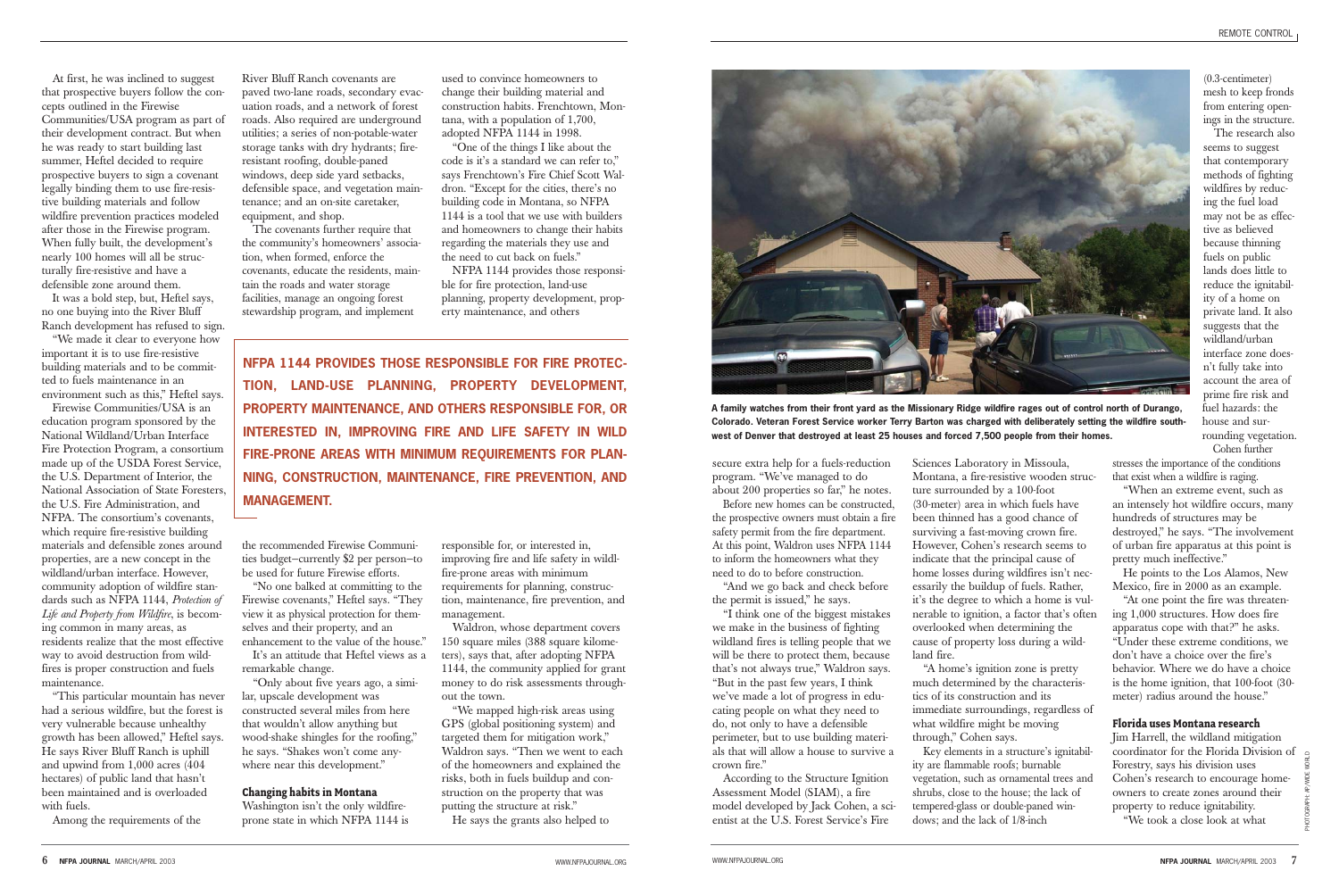At first, he was inclined to suggest that prospective buyers follow the concepts outlined in the Firewise Communities/USA program as part of their development contract. But when he was ready to start building last summer, Heftel decided to require prospective buyers to sign a covenant legally binding them to use fire-resistive building materials and follow wildfire prevention practices modeled after those in the Firewise program. When fully built, the development's nearly 100 homes will all be structurally fire-resistive and have a defensible zone around them.

It was a bold step, but, Heftel says, no one buying into the River Bluff Ranch development has refused to sign.

"We made it clear to everyone how important it is to use fire-resistive building materials and to be committed to fuels maintenance in an environment such as this," Heftel says.

Firewise Communities/USA is an education program sponsored by the National Wildland/Urban Interface Fire Protection Program, a consortium made up of the USDA Forest Service, the U.S. Department of Interior, the National Association of State Foresters, the U.S. Fire Administration, and NFPA. The consortium's covenants, which require fire-resistive building materials and defensible zones around properties, are a new concept in the wildland/urban interface. However, community adoption of wildfire standards such as NFPA 1144, *Protection of Life and Property from Wildfire*, is becoming common in many areas, as residents realize that the most effective way to avoid destruction from wildfires is proper construction and fuels maintenance.

"This particular mountain has never had a serious wildfire, but the forest is very vulnerable because unhealthy growth has been allowed," Heftel says. He says River Bluff Ranch is uphill and upwind from 1,000 acres (404 hectares) of public land that hasn't been maintained and is overloaded with fuels.

Among the requirements of the River Bluff Ranch covenants are paved two-lane roads, secondary evacuation roads, and a network of forest roads. Also required are underground utilities; a series of non-potable-water storage tanks with dry hydrants; fire-resistant roofing, double-paned windows, deep side yard setbacks, defensible space, and vegetation maintenance; and an on-site caretaker, equipment, and shop.

The covenants further require that the community's homeowners' association, when formed, enforce the covenants, educate the residents, maintain the roads and water storage facilities, manage an ongoing forest stewardship program, and implement the recommended Firewise Communities budget—currently $2 per person—to be used for future Firewise efforts.

"No one balked at committing to the Firewise covenants," Heftel says. "They view it as physical protection for themselves and their property, and an enhancement to the value of the house."

It's an attitude that Heftel views as a remarkable change.

"Only about five years ago, a similar, upscale development was constructed several miles from here that wouldn't allow anything but wood-shake shingles for the roofing," he says. "Shakes won't come anywhere near this development."

### Changing habits in Montana

Washington isn't the only wildfire-prone state in which NFPA 1144 is used to convince homeowners to change their building material and construction habits. Frenchtown, Montana, with a population of 1,700, adopted NFPA 1144 in 1998.

"One of the things I like about the code is it's a standard we can refer to," says Frenchtown's Fire Chief Scott Waldron. "Except for the cities, there's no building code in Montana, so NFPA 1144 is a tool that we use with builders and homeowners to change their habits regarding the materials they use and the need to cut back on fuels."

NFPA 1144 provides those responsible for fire protection, land-use planning, property development, property maintenance, and others responsible for, or interested in, improving fire and life safety in wildfire-prone areas with minimum requirements for planning, construction, maintenance, fire prevention, and management.

**NFPA 1144 PROVIDES THOSE RESPONSIBLE FOR FIRE PROTECTION, LAND-USE PLANNING, PROPERTY DEVELOPMENT, PROPERTY MAINTENANCE, AND OTHERS RESPONSIBLE FOR, OR INTERESTED IN, IMPROVING FIRE AND LIFE SAFETY IN WILD FIRE-PRONE AREAS WITH MINIMUM REQUIREMENTS FOR PLANNING, CONSTRUCTION, MAINTENANCE, FIRE PREVENTION, AND MANAGEMENT.**

Waldron, whose department covers 150 square miles (388 square kilometers), says that, after adopting NFPA 1144, the community applied for grant money to do risk assessments throughout the town.

"We mapped high-risk areas using GPS (global positioning system) and targeted them for mitigation work," Waldron says. "Then we went to each of the homeowners and explained the risks, both in fuels buildup and construction on the property that was putting the structure at risk."

He says the grants also helped to secure extra help for a fuels-reduction program. "We've managed to do about 200 properties so far," he notes.

Before new homes can be constructed, the prospective owners must obtain a fire safety permit from the fire department. At this point, Waldron uses NFPA 1144 to inform the homeowners what they need to do before construction.

"And we go back and check before the permit is issued," he says.

"I think one of the biggest mistakes we make in the business of fighting wildland fires is telling people that we will be there to protect them, because that's not always true," Waldron says. "But in the past few years, I think we've made a lot of progress in educating people on what they need to do, not only to have a defensible perimeter, but to use building materials that will allow a house to survive a crown fire."

According to the Structure Ignition Assessment Model (SIAM), a fire model developed by Jack Cohen, a scientist at the U.S. Forest Service's Fire Sciences Laboratory in Missoula, Montana, a fire-resistive wooden structure surrounded by a 100-foot (30-meter) area in which fuels have been thinned has a good chance of surviving a fast-moving crown fire. However, Cohen's research seems to indicate that the principal cause of home losses during wildfires isn't necessarily the buildup of fuels. Rather, it's the degree to which a home is vulnerable to ignition, a factor that's often overlooked when determining the cause of property loss during a wildland fire.

"A home's ignition zone is pretty much determined by the characteristics of its construction and its immediate surroundings, regardless of what wildfire might be moving through," Cohen says.

Key elements in a structure's ignitability are flammable roofs; burnable vegetation, such as ornamental trees and shrubs, close to the house; the lack of tempered-glass or double-paned windows; and the lack of 1/8-inch (0.3-centimeter) mesh to keep fronds from entering openings in the structure.

**A family watches from their front yard as the Missionary Ridge wildfire rages out of control north of Durango, Colorado. Veteran Forest Service worker Terry Barton was charged with deliberately setting the wildfire southwest of Denver that destroyed at least 25 houses and forced 7,500 people from their homes.**

The research also seems to suggest that contemporary methods of fighting wildfires by reducing the fuel load may not be as effective as believed because thinning fuels on public lands does little to reduce the ignitability of a home on private land. It also suggests that the wildland/urban interface zone doesn't fully take into account the area of prime fire risk and fuel hazards: the house and surrounding vegetation.

Cohen further stresses the importance of the conditions that exist when a wildfire is raging.

"When an extreme event, such as an intensely hot wildfire occurs, many hundreds of structures may be destroyed," he says. "The involvement of urban fire apparatus at this point is pretty much ineffective."

He points to the Los Alamos, New Mexico, fire in 2000 as an example.

"At one point the fire was threatening 1,000 structures. How does fire apparatus cope with that?" he asks. "Under these extreme conditions, we don't have a choice over the fire's behavior. Where we do have a choice is the home ignition, that 100-foot (30-meter) radius around the house."

### Florida uses Montana research

Jim Harrell, the wildland mitigation coordinator for the Florida Division of Forestry, says his division uses Cohen's research to encourage homeowners to create zones around their property to reduce ignitability.

"We took a close look at what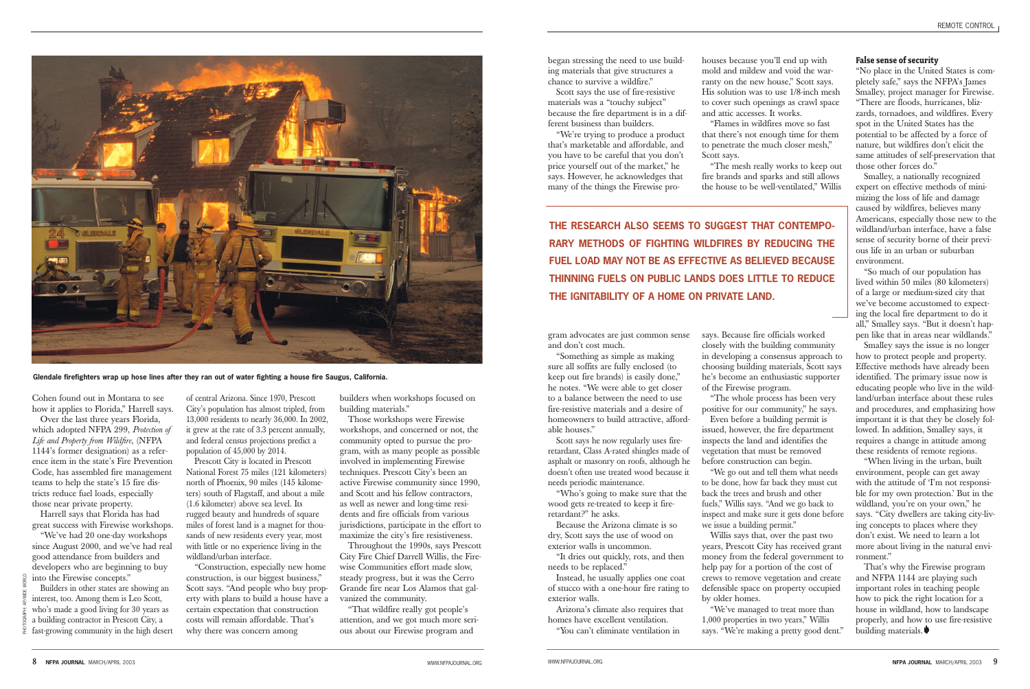Glendale firefighters wrap up hose lines after they ran out of water fighting a house fire Saugus, California.

Cohen found out in Montana to see how it applies to Florida," Harrell says.

Over the last three years Florida, which adopted NFPA 299, *Protection of Life and Property from Wildfire*, (NFPA 1144's former designation) as a reference item in the state's Fire Prevention Code, has assembled fire management teams to help the state's 15 fire districts reduce fuel loads, especially those near private property.

Harrell says that Florida has had great success with Firewise workshops.

"We've had 20 one-day workshops since August 2000, and we've had real good attendance from builders and developers who are beginning to buy into the Firewise concepts."

Builders in other states are showing an interest, too. Among them is Leo Scott, who's made a good living for 30 years as a building contractor in Prescott City, a fast-growing community in the high desert of central Arizona. Since 1970, Prescott City's population has almost tripled, from 13,000 residents to nearly 36,000. In 2002, it grew at the rate of 3.3 percent annually, and federal census projections predict a population of 45,000 by 2014.

Prescott City is located in Prescott National Forest 75 miles (121 kilometers) north of Phoenix, 90 miles (145 kilometers) south of Flagstaff, and about a mile (1.6 kilometer) above sea level. Its rugged beauty and hundreds of square miles of forest land is a magnet for thousands of new residents every year, most with little or no experience living in the wildland/urban interface.

"Construction, especially new home construction, is our biggest business," Scott says. "And people who buy property with plans to build a house have a certain expectation that construction costs will remain affordable. That's why there was concern among builders when workshops focused on building materials."

Those workshops were Firewise workshops, and concerned or not, the community opted to pursue the program, with as many people as possible involved in implementing Firewise techniques. Prescott City's been an active Firewise community since 1990, and Scott and his fellow contractors, as well as newer and long-time residents and fire officials from various jurisdictions, participate in the effort to maximize the city's fire resistiveness.

Throughout the 1990s, says Prescott City Fire Chief Darrell Willis, the Firewise Communities effort made slow, steady progress, but it was the Cerro Grande fire near Los Alamos that galvanized the community.

"That wildfire really got people's attention, and we got much more serious about our Firewise program and began stressing the need to use building materials that give structures a chance to survive a wildfire."

Scott says the use of fire-resistive materials was a "touchy subject" because the fire department is in a different business than builders.

"We're trying to produce a product that's marketable and affordable, and you have to be careful that you don't price yourself out of the market," he says. However, he acknowledges that many of the things the Firewise program advocates are just common sense and don't cost much.

"Something as simple as making sure all soffits are fully enclosed (to keep out fire brands) is easily done," he notes. "We were able to get closer to a balance between the need to use fire-resistive materials and a desire of homeowners to build attractive, affordable houses."

Scott says he now regularly uses fire-retardant, Class A-rated shingles made of asphalt or masonry on roofs, although he doesn't often use treated wood because it needs periodic maintenance.

"Who's going to make sure that the wood gets re-treated to keep it fire-retardant?" he asks.

Because the Arizona climate is so dry, Scott says the use of wood on exterior walls is uncommon.

"It dries out quickly, rots, and then needs to be replaced."

Instead, he usually applies one coat of stucco with a one-hour fire rating to exterior walls.

Arizona's climate also requires that homes have excellent ventilation.

"You can't eliminate ventilation in houses because you'll end up with mold and mildew and void the warranty on the new house," Scott says. His solution was to use 1/8-inch mesh to cover such openings as crawl space and attic accesses. It works.

"Flames in wildfires move so fast that there's not enough time for them to penetrate the much closer mesh," Scott says.

"The mesh really works to keep out fire brands and sparks and still allows the house to be well-ventilated," Willis says. Because fire officials worked closely with the building community in developing a consensus approach to choosing building materials, Scott says he's become an enthusiastic supporter of the Firewise program.

**THE RESEARCH ALSO SEEMS TO SUGGEST THAT CONTEMPORARY METHODS OF FIGHTING WILDFIRES BY REDUCING THE FUEL LOAD MAY NOT BE AS EFFECTIVE AS BELIEVED BECAUSE THINNING FUELS ON PUBLIC LANDS DOES LITTLE TO REDUCE THE IGNITABILITY OF A HOME ON PRIVATE LAND.**

"The whole process has been very positive for our community," he says.

Even before a building permit is issued, however, the fire department inspects the land and identifies the vegetation that must be removed before construction can begin.

"We go out and tell them what needs to be done, how far back they must cut back the trees and brush and other fuels," Willis says. "And we go back to inspect and make sure it gets done before we issue a building permit."

Willis says that, over the past two years, Prescott City has received grant money from the federal government to help pay for a portion of the cost of crews to remove vegetation and create defensible space on property occupied by older homes.

"We've managed to treat more than 1,000 properties in two years," Willis says. "We're making a pretty good dent."

### False sense of security

"No place in the United States is completely safe," says the NFPA's James Smalley, project manager for Firewise. "There are floods, hurricanes, blizzards, tornadoes, and wildfires. Every spot in the United States has the potential to be affected by a force of nature, but wildfires don't elicit the same attitudes of self-preservation that those other forces do."

Smalley, a nationally recognized expert on effective methods of minimizing the loss of life and damage caused by wildfires, believes many Americans, especially those new to the wildland/urban interface, have a false sense of security borne of their previous life in an urban or suburban environment.

"So much of our population has lived within 50 miles (80 kilometers) of a large or medium-sized city that we've become accustomed to expecting the local fire department to do it all," Smalley says. "But it doesn't happen like that in areas near wildlands."

Smalley says the issue is no longer how to protect people and property. Effective methods have already been identified. The primary issue now is educating people who live in the wildland/urban interface about these rules and procedures, and emphasizing how important it is that they be closely followed. In addition, Smalley says, it requires a change in attitude among these residents of remote regions.

"When living in the urban, built environment, people can get away with the attitude of 'I'm not responsible for my own protection.' But in the wildland, you're on your own," he says. "City dwellers are taking city-living concepts to places where they don't exist. We need to learn a lot more about living in the natural environment."

That's why the Firewise program and NFPA 1144 are playing such important roles in teaching people how to pick the right location for a house in wildland, how to landscape properly, and how to use fire-resistive building materials.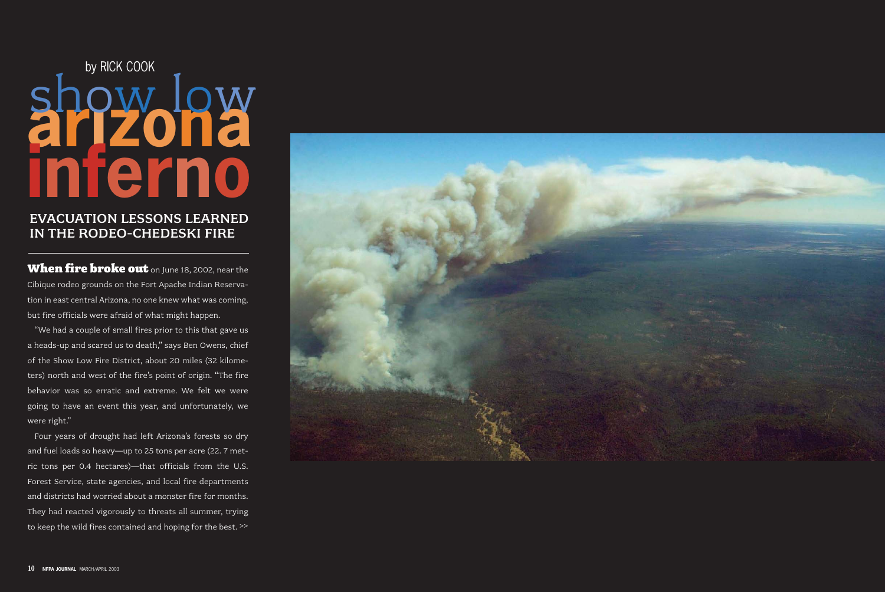by RICK COOK

# show low arizona inferno

## EVACUATION LESSONS LEARNED IN THE RODEO-CHEDESKI FIRE

**When fire broke out** on June 18, 2002, near the Cibique rodeo grounds on the Fort Apache Indian Reservation in east central Arizona, no one knew what was coming, but fire officials were afraid of what might happen.

"We had a couple of small fires prior to this that gave us a heads-up and scared us to death," says Ben Owens, chief of the Show Low Fire District, about 20 miles (32 kilometers) north and west of the fire's point of origin. "The fire behavior was so erratic and extreme. We felt we were going to have an event this year, and unfortunately, we were right."

Four years of drought had left Arizona's forests so dry and fuel loads so heavy—up to 25 tons per acre (22. 7 metric tons per 0.4 hectares)—that officials from the U.S. Forest Service, state agencies, and local fire departments and districts had worried about a monster fire for months. They had reacted vigorously to threats all summer, trying to keep the wild fires contained and hoping for the best. >>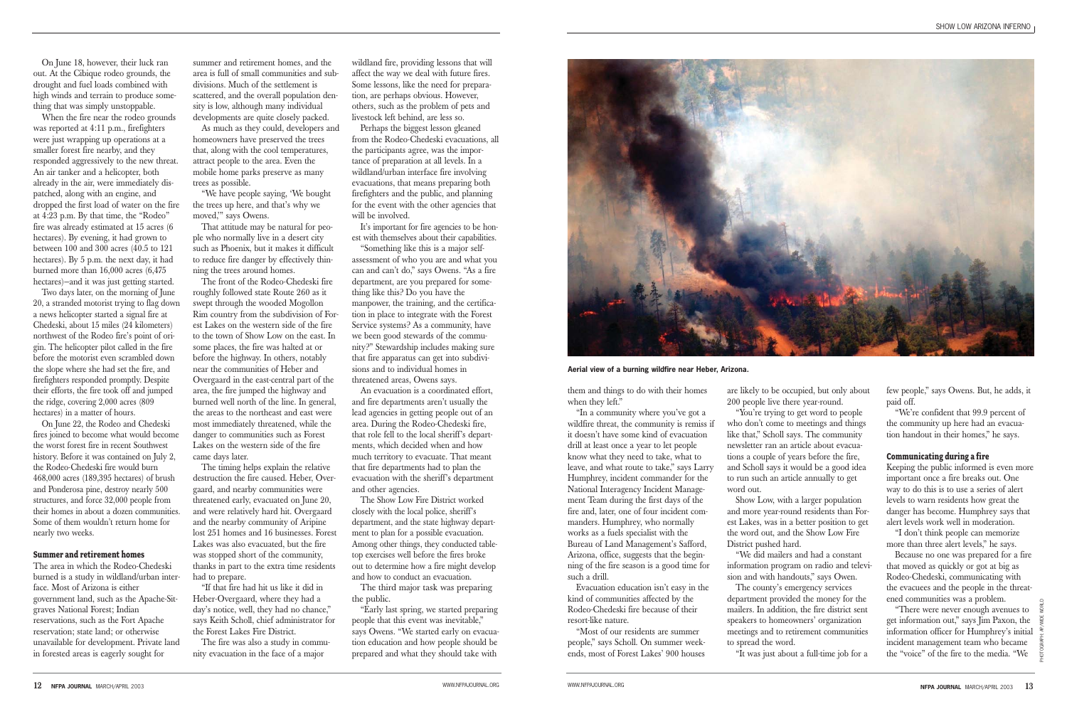On June 18, however, their luck ran out. At the Cibique rodeo grounds, the drought and fuel loads combined with high winds and terrain to produce something that was simply unstoppable.

When the fire near the rodeo grounds was reported at 4:11 p.m., firefighters were just wrapping up operations at a smaller forest fire nearby, and they responded aggressively to the new threat. An air tanker and a helicopter, both already in the air, were immediately dispatched, along with an engine, and dropped the first load of water on the fire at 4:23 p.m. By that time, the "Rodeo" fire was already estimated at 15 acres (6 hectares). By evening, it had grown to between 100 and 300 acres (40.5 to 121 hectares). By 5 p.m. the next day, it had burned more than 16,000 acres (6,475 hectares)–and it was just getting started.

Two days later, on the morning of June 20, a stranded motorist trying to flag down a news helicopter started a signal fire at Chedeski, about 15 miles (24 kilometers) northwest of the Rodeo fire's point of origin. The helicopter pilot called in the fire before the motorist even scrambled down the slope where she had set the fire, and firefighters responded promptly. Despite their efforts, the fire took off and jumped the ridge, covering 2,000 acres (809 hectares) in a matter of hours.

On June 22, the Rodeo and Chedeski fires joined to become what would become the worst forest fire in recent Southwest history. Before it was contained on July 2, the Rodeo-Chedeski fire would burn 468,000 acres (189,395 hectares) of brush and Ponderosa pine, destroy nearly 500 structures, and force 32,000 people from their homes in about a dozen communities. Some of them wouldn't return home for nearly two weeks.

### Summer and retirement homes

The area in which the Rodeo-Chedeski burned is a study in wildland/urban interface. Most of Arizona is either government land, such as the Apache-Sitgraves National Forest; Indian reservations, such as the Fort Apache reservation; state land; or otherwise unavailable for development. Private land in forested areas is eagerly sought for summer and retirement homes, and the area is full of small communities and subdivisions. Much of the settlement is scattered, and the overall population density is low, although many individual developments are quite closely packed.

As much as they could, developers and homeowners have preserved the trees that, along with the cool temperatures, attract people to the area. Even the mobile home parks preserve as many trees as possible.

"We have people saying, 'We bought the trees up here, and that's why we moved,'" says Owens.

That attitude may be natural for people who normally live in a desert city such as Phoenix, but it makes it difficult to reduce fire danger by effectively thinning the trees around homes.

The front of the Rodeo-Chedeski fire roughly followed state Route 260 as it swept through the wooded Mogollon Rim country from the subdivision of Forest Lakes on the western side of the fire to the town of Show Low on the east. In some places, the fire was halted at or before the highway. In others, notably near the communities of Heber and Overgaard in the east-central part of the area, the fire jumped the highway and burned well north of the line. In general, the areas to the northeast and east were most immediately threatened, while the danger to communities such as Forest Lakes on the western side of the fire came days later.

The timing helps explain the relative destruction the fire caused. Heber, Overgaard, and nearby communities were threatened early, evacuated on June 20, and were relatively hard hit. Overgaard and the nearby community of Aripine lost 251 homes and 16 businesses. Forest Lakes was also evacuated, but the fire was stopped short of the community, thanks in part to the extra time residents had to prepare.

"If that fire had hit us like it did in Heber-Overgaard, where they had a day's notice, well, they had no chance," says Keith Scholl, chief administrator for the Forest Lakes Fire District.

The fire was also a study in community evacuation in the face of a major wildland fire, providing lessons that will affect the way we deal with future fires. Some lessons, like the need for preparation, are perhaps obvious. However, others, such as the problem of pets and livestock left behind, are less so.

Perhaps the biggest lesson gleaned from the Rodeo-Chedeski evacuations, all the participants agree, was the importance of preparation at all levels. In a wildland/urban interface fire involving evacuations, that means preparing both firefighters and the public, and planning for the event with the other agencies that will be involved.

It's important for fire agencies to be honest with themselves about their capabilities.

"Something like this is a major self-assessment of who you are and what you can and can't do," says Owens. "As a fire department, are you prepared for something like this? Do you have the manpower, the training, and the certification in place to integrate with the Forest Service systems? As a community, have we been good stewards of the community?" Stewardship includes making sure that fire apparatus can get into subdivisions and to individual homes in threatened areas, Owens says.

An evacuation is a coordinated effort, and fire departments aren't usually the lead agencies in getting people out of an area. During the Rodeo-Chedeski fire, that role fell to the local sheriff's departments, which decided when and how much territory to evacuate. That meant that fire departments had to plan the evacuation with the sheriff's department and other agencies.

The Show Low Fire District worked closely with the local police, sheriff's department, and the state highway department to plan for a possible evacuation. Among other things, they conducted tabletop exercises well before the fires broke out to determine how a fire might develop and how to conduct an evacuation.

The third major task was preparing the public.

"Early last spring, we started preparing people that this event was inevitable," says Owens. "We started early on evacuation education and how people should be prepared and what they should take with them and things to do with their homes when they left."

"In a community where you've got a wildfire threat, the community is remiss if it doesn't have some kind of evacuation drill at least once a year to let people know what they need to take, what to leave, and what route to take," says Larry Humphrey, incident commander for the National Interagency Incident Management Team during the first days of the fire and, later, one of four incident commanders. Humphrey, who normally works as a fuels specialist with the Bureau of Land Management's Safford, Arizona, office, suggests that the beginning of the fire season is a good time for such a drill.

Evacuation education isn't easy in the kind of communities affected by the Rodeo-Chedeski fire because of their resort-like nature.

"Most of our residents are summer people," says Scholl. On summer weekends, most of Forest Lakes' 900 houses are likely to be occupied, but only about 200 people live there year-round.

"You're trying to get word to people who don't come to meetings and things like that," Scholl says. The community newsletter ran an article about evacuations a couple of years before the fire, and Scholl says it would be a good idea to run such an article annually to get word out.

Show Low, with a larger population and more year-round residents than Forest Lakes, was in a better position to get the word out, and the Show Low Fire District pushed hard.

"We did mailers and had a constant information program on radio and television and with handouts," says Owen.

The county's emergency services department provided the money for the mailers. In addition, the fire district sent speakers to homeowners' organization meetings and to retirement communities to spread the word.

"It was just about a full-time job for a few people," says Owens. But, he adds, it paid off.

"We're confident that 99.9 percent of the community up here had an evacuation handout in their homes," he says.

**Aerial view of a burning wildfire near Heber, Arizona.**

### Communicating during a fire

Keeping the public informed is even more important once a fire breaks out. One way to do this is to use a series of alert levels to warn residents how great the danger has become. Humphrey says that alert levels work well in moderation.

"I don't think people can memorize more than three alert levels," he says.

Because no one was prepared for a fire that moved as quickly or got at big as Rodeo-Chedeski, communicating with the evacuees and the people in the threatened communities was a problem.

"There were never enough avenues to get information out," says Jim Paxon, the information officer for Humphrey's initial incident management team who became the "voice" of the fire to the media. "We

PHOTOGRAPH: AP/WIDE WORLD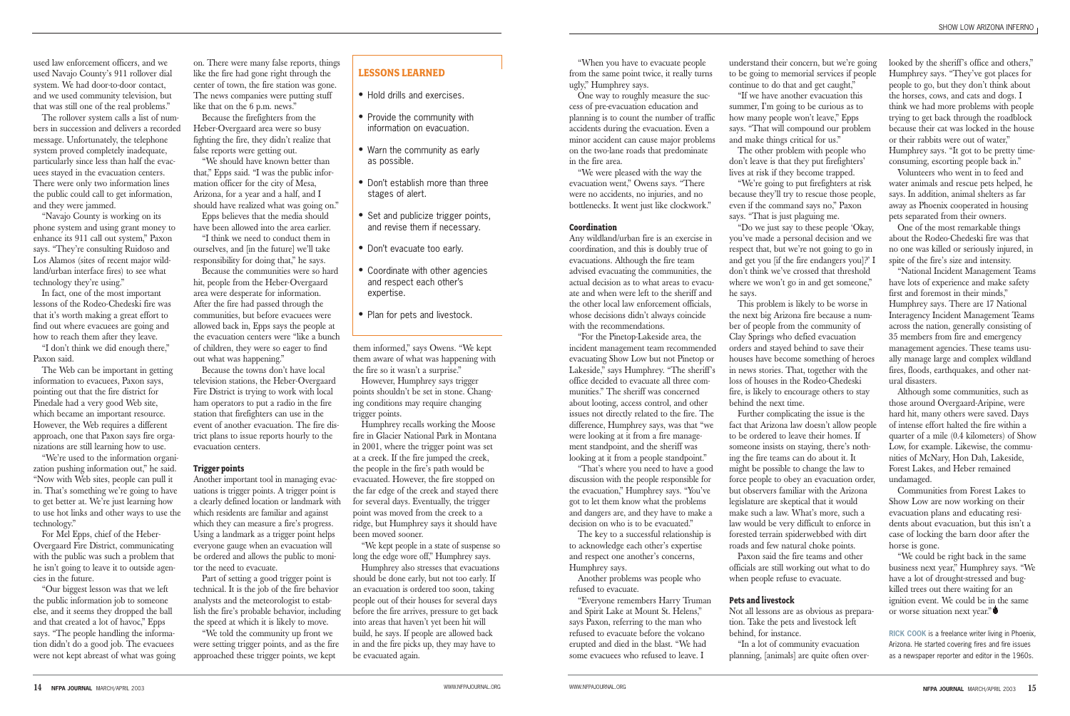used law enforcement officers, and we used Navajo County's 911 rollover dial system. We had door-to-door contact, and we used community television, but that was still one of the real problems."

The rollover system calls a list of numbers in succession and delivers a recorded message. Unfortunately, the telephone system proved completely inadequate, particularly since less than half the evacuees stayed in the evacuation centers. There were only two information lines the public could call to get information, and they were jammed.

"Navajo County is working on its phone system and using grant money to enhance its 911 call out system," Paxon says. "They're consulting Ruidoso and Los Alamos (sites of recent major wildland/urban interface fires) to see what technology they're using."

In fact, one of the most important lessons of the Rodeo-Chedeski fire was that it's worth making a great effort to find out where evacuees are going and how to reach them after they leave.

"I don't think we did enough there," Paxon said.

The Web can be important in getting information to evacuees, Paxon says, pointing out that the fire district for Pinedale had a very good Web site, which became an important resource. However, the Web requires a different approach, one that Paxon says fire organizations are still learning how to use.

"We're used to the information organization pushing information out," he said. "Now with Web sites, people can pull it in. That's something we're going to have to get better at. We're just learning how to use hot links and other ways to use the technology."

For Mel Epps, chief of the Heber-Overgaard Fire District, communicating with the public was such a problem that he isn't going to leave it to outside agencies in the future.

"Our biggest lesson was that we left the public information job to someone else, and it seems they dropped the ball and that created a lot of havoc," Epps says. "The people handling the information didn't do a good job. The evacuees were not kept abreast of what was going on. There were many false reports, things like the fire had gone right through the center of town, the fire station was gone. The news companies were putting stuff like that on the 6 p.m. news."

Because the firefighters from the Heber-Overgaard area were so busy fighting the fire, they didn't realize that false reports were getting out.

"We should have known better than that," Epps said. "I was the public information officer for the city of Mesa, Arizona, for a year and a half, and I should have realized what was going on."

Epps believes that the media should have been allowed into the area earlier.

"I think we need to conduct them in ourselves, and [in the future] we'll take responsibility for doing that," he says.

Because the communities were so hard hit, people from the Heber-Overgaard area were desperate for information. After the fire had passed through the communities, but before evacuees were allowed back in, Epps says the people at the evacuation centers were "like a bunch of children, they were so eager to find out what was happening."

Because the towns don't have local television stations, the Heber-Overgaard Fire District is trying to work with local ham operators to put a radio in the fire station that firefighters can use in the event of another evacuation. The fire district plans to issue reports hourly to the evacuation centers.

### Trigger points

Another important tool in managing evacuations is trigger points. A trigger point is a clearly defined location or landmark with which residents are familiar and against which they can measure a fire's progress. Using a landmark as a trigger point helps everyone gauge when an evacuation will be ordered and allows the public to monitor the need to evacuate.

Part of setting a good trigger point is technical. It is the job of the fire behavior analysts and the meteorologist to establish the fire's probable behavior, including the speed at which it is likely to move.

"We told the community up front we were setting trigger points, and as the fire approached these trigger points, we kept them informed," says Owens. "We kept them aware of what was happening with the fire so it wasn't a surprise."

However, Humphrey says trigger points shouldn't be set in stone. Changing conditions may require changing trigger points.

Humphrey recalls working the Moose fire in Glacier National Park in Montana in 2001, where the trigger point was set at a creek. If the fire jumped the creek, the people in the fire's path would be evacuated. However, the fire stopped on the far edge of the creek and stayed there for several days. Eventually, the trigger point was moved from the creek to a ridge, but Humphrey says it should have been moved sooner.

"We kept people in a state of suspense so long the edge wore off," Humphrey says.

Humphrey also stresses that evacuations should be done early, but not too early. If an evacuation is ordered too soon, taking people out of their houses for several days before the fire arrives, pressure to get back into areas that haven't yet been hit will build, he says. If people are allowed back in and the fire picks up, they may have to be evacuated again.

> **LESSONS LEARNED**
>
> - Hold drills and exercises.
> - Provide the community with information on evacuation.
> - Warn the community as early as possible.
> - Don't establish more than three stages of alert.
> - Set and publicize trigger points, and revise them if necessary.
> - Don't evacuate too early.
> - Coordinate with other agencies and respect each other's expertise.
> - Plan for pets and livestock.

"When you have to evacuate people from the same point twice, it really turns ugly," Humphrey says.

One way to roughly measure the success of pre-evacuation education and planning is to count the number of traffic accidents during the evacuation. Even a minor accident can cause major problems on the two-lane roads that predominate in the fire area.

"We were pleased with the way the evacuation went," Owens says. "There were no accidents, no injuries, and no bottlenecks. It went just like clockwork."

### Coordination

Any wildland/urban fire is an exercise in coordination, and this is doubly true of evacuations. Although the fire team advised evacuating the communities, the actual decision as to what areas to evacuate and when were left to the sheriff and the other local law enforcement officials, whose decisions didn't always coincide with the recommendations.

"For the Pinetop-Lakeside area, the incident management team recommended evacuating Show Low but not Pinetop or Lakeside," says Humphrey. "The sheriff's office decided to evacuate all three communities." The sheriff was concerned about looting, access control, and other issues not directly related to the fire. The difference, Humphrey says, was that "we were looking at it from a fire management standpoint, and the sheriff was looking at it from a people standpoint."

"That's where you need to have a good discussion with the people responsible for the evacuation," Humphrey says. "You've got to let them know what the problems and dangers are, and they have to make a decision on who is to be evacuated."

The key to a successful relationship is to acknowledge each other's expertise and respect one another's concerns, Humphrey says.

Another problems was people who refused to evacuate.

"Everyone remembers Harry Truman and Spirit Lake at Mount St. Helens," says Paxon, referring to the man who refused to evacuate before the volcano erupted and died in the blast. "We had some evacuees who refused to leave. I understand their concern, but we're going to be going to memorial services if people continue to do that and get caught,"

"If we have another evacuation this summer, I'm going to be curious as to how many people won't leave," Epps says. "That will compound our problem and make things critical for us."

The other problem with people who don't leave is that they put firefighters' lives at risk if they become trapped.

"We're going to put firefighters at risk because they'll try to rescue those people, even if the command says no," Paxon says. "That is just plaguing me.

"Do we just say to these people 'Okay, you've made a personal decision and we respect that, but we're not going to go in and get you [if the fire endangers you]?' I don't think we've crossed that threshold where we won't go in and get someone," he says.

This problem is likely to be worse in the next big Arizona fire because a number of people from the community of Clay Springs who defied evacuation orders and stayed behind to save their houses have become something of heroes in news stories. That, together with the loss of houses in the Rodeo-Chedeski fire, is likely to encourage others to stay behind the next time.

Further complicating the issue is the fact that Arizona law doesn't allow people to be ordered to leave their homes. If someone insists on staying, there's nothing the fire teams can do about it. It might be possible to change the law to force people to obey an evacuation order, but observers familiar with the Arizona legislature are skeptical that it would make such a law. What's more, such a law would be very difficult to enforce in forested terrain spiderwebbed with dirt roads and few natural choke points.

Paxon said the fire teams and other officials are still working out what to do when people refuse to evacuate.

### Pets and livestock

Not all lessons are as obvious as preparation. Take the pets and livestock left behind, for instance.

"In a lot of community evacuation planning, [animals] are quite often overlooked by the sheriff's office and others," Humphrey says. "They've got places for people to go, but they don't think about the horses, cows, and cats and dogs. I think we had more problems with people trying to get back through the roadblock because their cat was locked in the house or their rabbits were out of water," Humphrey says. "It got to be pretty time-consuming, escorting people back in."

Volunteers who went in to feed and water animals and rescue pets helped, he says. In addition, animal shelters as far away as Phoenix cooperated in housing pets separated from their owners.

One of the most remarkable things about the Rodeo-Chedeski fire was that no one was killed or seriously injured, in spite of the fire's size and intensity.

"National Incident Management Teams have lots of experience and make safety first and foremost in their minds," Humphrey says. There are 17 National Interagency Incident Management Teams across the nation, generally consisting of 35 members from fire and emergency management agencies. These teams usually manage large and complex wildland fires, floods, earthquakes, and other natural disasters.

Although some communities, such as those around Overgaard-Aripine, were hard hit, many others were saved. Days of intense effort halted the fire within a quarter of a mile (0.4 kilometers) of Show Low, for example. Likewise, the communities of McNary, Hon Dah, Lakeside, Forest Lakes, and Heber remained undamaged.

Communities from Forest Lakes to Show Low are now working on their evacuation plans and educating residents about evacuation, but this isn't a case of locking the barn door after the horse is gone.

"We could be right back in the same business next year," Humphrey says. "We have a lot of drought-stressed and bug-killed trees out there waiting for an ignition event. We could be in the same or worse situation next year."

**RICK COOK** is a freelance writer living in Phoenix, Arizona. He started covering fires and fire issues as a newspaper reporter and editor in the 1960s.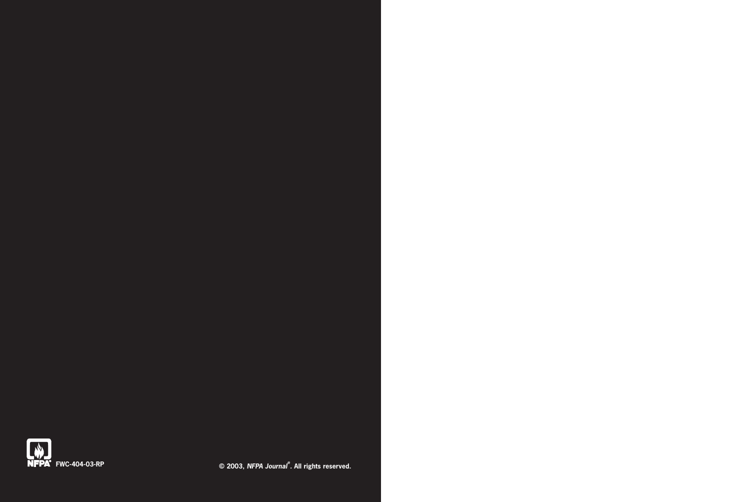NFPA FWC-404-03-RP

© 2003, *NFPA Journal*®. All rights reserved.